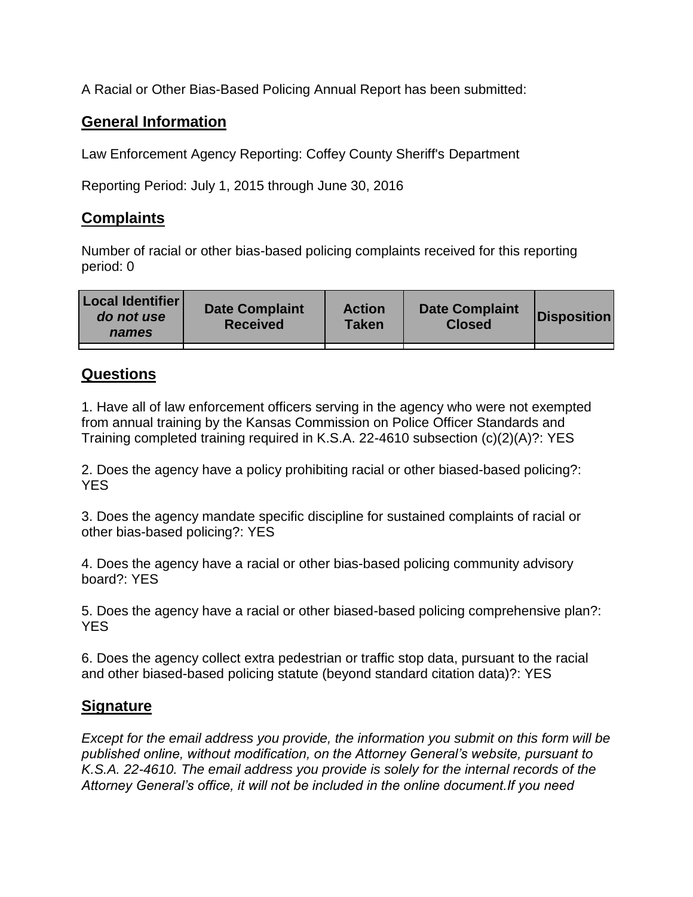A Racial or Other Bias-Based Policing Annual Report has been submitted:

## General Information

Law Enforcement Agency Reporting: Coffey County Sheriff's Department

Reporting Period: July 1, 2015 through June 30, 2016

## Complaints

Number of racial or other bias-based policing complaints received for this reporting period: 0

| Local Identifier *do not use names* | Date Complaint Received | Action Taken | Date Complaint Closed | Disposition |
|---|---|---|---|---|
| | | | | |

## Questions

1. Have all of law enforcement officers serving in the agency who were not exempted from annual training by the Kansas Commission on Police Officer Standards and Training completed training required in K.S.A. 22-4610 subsection (c)(2)(A)?: YES

2. Does the agency have a policy prohibiting racial or other biased-based policing?: YES

3. Does the agency mandate specific discipline for sustained complaints of racial or other bias-based policing?: YES

4. Does the agency have a racial or other bias-based policing community advisory board?: YES

5. Does the agency have a racial or other biased-based policing comprehensive plan?: YES

6. Does the agency collect extra pedestrian or traffic stop data, pursuant to the racial and other biased-based policing statute (beyond standard citation data)?: YES

## Signature

*Except for the email address you provide, the information you submit on this form will be published online, without modification, on the Attorney General's website, pursuant to K.S.A. 22-4610. The email address you provide is solely for the internal records of the Attorney General's office, it will not be included in the online document.If you need*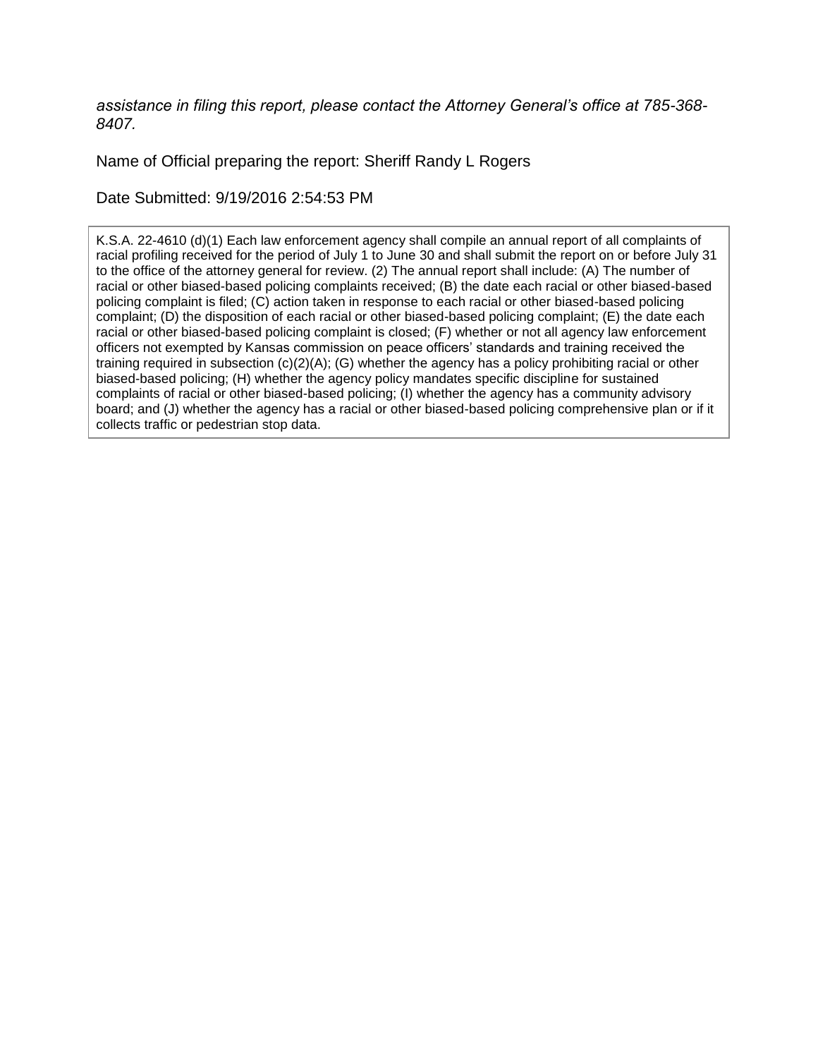*assistance in filing this report, please contact the Attorney General's office at 785-368-8407.*

Name of Official preparing the report: Sheriff Randy L Rogers

Date Submitted: 9/19/2016 2:54:53 PM

K.S.A. 22-4610 (d)(1) Each law enforcement agency shall compile an annual report of all complaints of racial profiling received for the period of July 1 to June 30 and shall submit the report on or before July 31 to the office of the attorney general for review. (2) The annual report shall include: (A) The number of racial or other biased-based policing complaints received; (B) the date each racial or other biased-based policing complaint is filed; (C) action taken in response to each racial or other biased-based policing complaint; (D) the disposition of each racial or other biased-based policing complaint; (E) the date each racial or other biased-based policing complaint is closed; (F) whether or not all agency law enforcement officers not exempted by Kansas commission on peace officers' standards and training received the training required in subsection (c)(2)(A); (G) whether the agency has a policy prohibiting racial or other biased-based policing; (H) whether the agency policy mandates specific discipline for sustained complaints of racial or other biased-based policing; (I) whether the agency has a community advisory board; and (J) whether the agency has a racial or other biased-based policing comprehensive plan or if it collects traffic or pedestrian stop data.